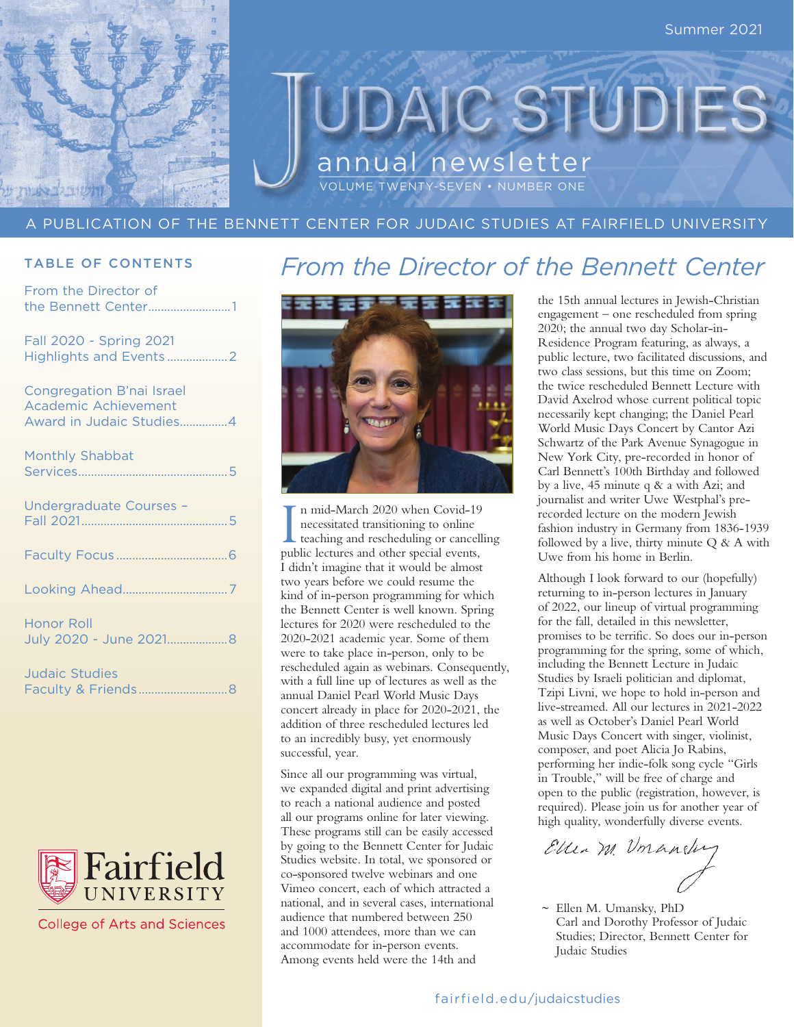Summer 2021

# JUDAIC STUDIES

annual newsletter

VOLUME TWENTY-SEVEN • NUMBER ONE

A PUBLICATION OF THE BENNETT CENTER FOR JUDAIC STUDIES AT FAIRFIELD UNIVERSITY

## TABLE OF CONTENTS

- From the Director of the Bennett Center....1
- Fall 2020 - Spring 2021 Highlights and Events....2
- Congregation B'nai Israel Academic Achievement Award in Judaic Studies....4
- Monthly Shabbat Services....5
- Undergraduate Courses – Fall 2021....5
- Faculty Focus....6
- Looking Ahead....7
- Honor Roll July 2020 - June 2021....8
- Judaic Studies Faculty & Friends....8

Fairfield UNIVERSITY

College of Arts and Sciences

## *From the Director of the Bennett Center*

In mid-March 2020 when Covid-19 necessitated transitioning to online teaching and rescheduling or cancelling public lectures and other special events, I didn't imagine that it would be almost two years before we could resume the kind of in-person programming for which the Bennett Center is well known. Spring lectures for 2020 were rescheduled to the 2020-2021 academic year. Some of them were to take place in-person, only to be rescheduled again as webinars. Consequently, with a full line up of lectures as well as the annual Daniel Pearl World Music Days concert already in place for 2020-2021, the addition of three rescheduled lectures led to an incredibly busy, yet enormously successful, year.

Since all our programming was virtual, we expanded digital and print advertising to reach a national audience and posted all our programs online for later viewing. These programs still can be easily accessed by going to the Bennett Center for Judaic Studies website. In total, we sponsored or co-sponsored twelve webinars and one Vimeo concert, each of which attracted a national, and in several cases, international audience that numbered between 250 and 1000 attendees, more than we can accommodate for in-person events. Among events held were the 14th and the 15th annual lectures in Jewish-Christian engagement – one rescheduled from spring 2020; the annual two day Scholar-in-Residence Program featuring, as always, a public lecture, two facilitated discussions, and two class sessions, but this time on Zoom; the twice rescheduled Bennett Lecture with David Axelrod whose current political topic necessarily kept changing; the Daniel Pearl World Music Days Concert by Cantor Azi Schwartz of the Park Avenue Synagogue in New York City, pre-recorded in honor of Carl Bennett's 100th Birthday and followed by a live, 45 minute q & a with Azi; and journalist and writer Uwe Westphal's pre-recorded lecture on the modern Jewish fashion industry in Germany from 1836-1939 followed by a live, thirty minute Q & A with Uwe from his home in Berlin.

Although I look forward to our (hopefully) returning to in-person lectures in January of 2022, our lineup of virtual programming for the fall, detailed in this newsletter, promises to be terrific. So does our in-person programming for the spring, some of which, including the Bennett Lecture in Judaic Studies by Israeli politician and diplomat, Tzipi Livni, we hope to hold in-person and live-streamed. All our lectures in 2021-2022 as well as October's Daniel Pearl World Music Days Concert with singer, violinist, composer, and poet Alicia Jo Rabins, performing her indie-folk song cycle "Girls in Trouble," will be free of charge and open to the public (registration, however, is required). Please join us for another year of high quality, wonderfully diverse events.

*Ellen M. Umansky*

~ Ellen M. Umansky, PhD
Carl and Dorothy Professor of Judaic Studies; Director, Bennett Center for Judaic Studies

fairfield.edu/judaicstudies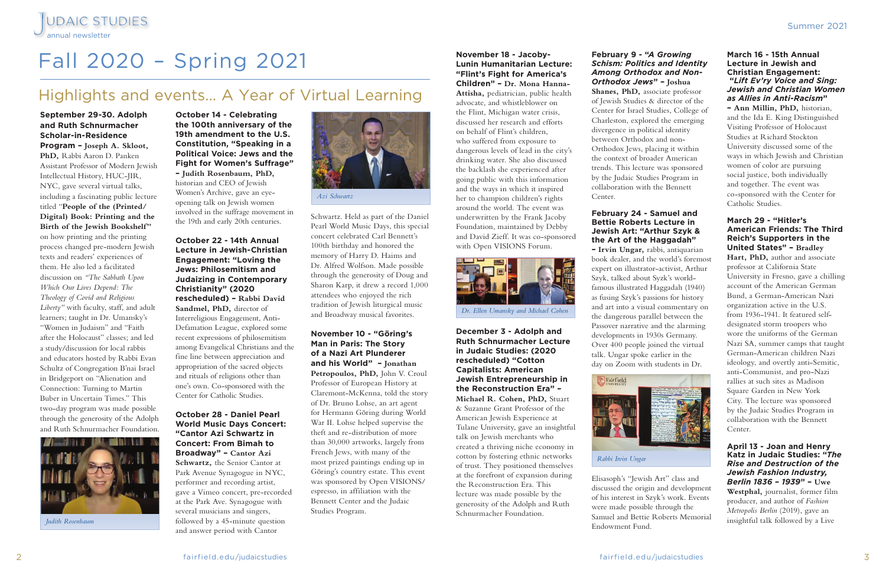# Fall 2020 – Spring 2021

## Highlights and events... A Year of Virtual Learning

**September 29-30. Adolph and Ruth Schnurmacher Scholar-in-Residence Program – Joseph A. Skloot, PhD,** Rabbi Aaron D. Panken Assistant Professor of Modern Jewish Intellectual History, HUC-JIR, NYC, gave several virtual talks, including a fascinating public lecture titled "**People of the (Printed/Digital) Book: Printing and the Birth of the Jewish Bookshelf**" on how printing and the printing process changed pre-modern Jewish texts and readers' experiences of them. He also led a facilitated discussion on *"The Sabbath Upon Which Our Lives Depend: The Theology of Covid and Religious Liberty"* with faculty, staff, and adult learners; taught in Dr. Umansky's "Women in Judaism" and "Faith after the Holocaust" classes; and led a study/discussion for local rabbis and educators hosted by Rabbi Evan Schultz of Congregation B'nai Israel in Bridgeport on "Alienation and Connection: Turning to Martin Buber in Uncertain Times." This two-day program was made possible through the generosity of the Adolph and Ruth Schnurmacher Foundation.

*Judith Rosenbaum*

**October 14 - Celebrating the 100th anniversary of the 19th amendment to the U.S. Constitution, "Speaking in a Political Voice: Jews and the Fight for Women's Suffrage" – Judith Rosenbaum, PhD,** historian and CEO of Jewish Women's Archive, gave an eye-opening talk on Jewish women involved in the suffrage movement in the 19th and early 20th centuries.

**October 22 - 14th Annual Lecture in Jewish-Christian Engagement: "Loving the Jews: Philosemitism and Judaizing in Contemporary Christianity" (2020 rescheduled) - Rabbi David Sandmel, PhD,** director of Interreligious Engagement, Anti-Defamation League, explored some recent expressions of philosemitism among Evangelical Christians and the fine line between appreciation and appropriation of the sacred objects and rituals of religions other than one's own. Co-sponsored with the Center for Catholic Studies.

**October 28 - Daniel Pearl World Music Days Concert: "Cantor Azi Schwartz in Concert: From Bimah to Broadway" – Cantor Azi Schwartz,** the Senior Cantor at Park Avenue Synagogue in NYC, performer and recording artist, gave a Vimeo concert, pre-recorded at the Park Ave. Synagogue with several musicians and singers, followed by a 45-minute question and answer period with Cantor Schwartz. Held as part of the Daniel Pearl World Music Days, this special concert celebrated Carl Bennett's 100th birthday and honored the memory of Harry D. Haims and Dr. Alfred Wolfson. Made possible through the generosity of Doug and Sharon Karp, it drew a record 1,000 attendees who enjoyed the rich tradition of Jewish liturgical music and Broadway musical favorites.

*Azi Schwartz*

**November 10 - "Göring's Man in Paris: The Story of a Nazi Art Plunderer and his World" – Jonathan Petropoulos, PhD,** John V. Croul Professor of European History at Claremont-McKenna, told the story of Dr. Bruno Lohse, an art agent for Hermann Göring during World War II. Lohse helped supervise the theft and re-distribution of more than 30,000 artworks, largely from French Jews, with many of the most prized paintings ending up in Göring's country estate. This event was sponsored by Open VISIONS/espresso, in affiliation with the Bennett Center and the Judaic Studies Program.

**November 18 - Jacoby-Lunin Humanitarian Lecture: "Flint's Fight for America's Children" – Dr. Mona Hanna-Attisha,** pediatrician, public health advocate, and whistleblower on the Flint, Michigan water crisis, discussed her research and efforts on behalf of Flint's children, who suffered from exposure to dangerous levels of lead in the city's drinking water. She also discussed the backlash she experienced after going public with this information and the ways in which it inspired her to champion children's rights around the world. The event was underwritten by the Frank Jacoby Foundation, maintained by Debby and David Zieff. It was co-sponsored with Open VISIONS Forum.

*Dr. Ellen Umansky and Michael Cohen*

**December 3 - Adolph and Ruth Schnurmacher Lecture in Judaic Studies: (2020 rescheduled) "Cotton Capitalists: American Jewish Entrepreneurship in the Reconstruction Era" – Michael R. Cohen, PhD,** Stuart & Suzanne Grant Professor of the American Jewish Experience at Tulane University, gave an insightful talk on Jewish merchants who created a thriving niche economy in cotton by fostering ethnic networks of trust. They positioned themselves at the forefront of expansion during the Reconstruction Era. This lecture was made possible by the generosity of the Adolph and Ruth Schnurmacher Foundation.

**February 9 - *"A Growing Schism: Politics and Identity Among Orthodox and Non-Orthodox Jews"* – Joshua Shanes, PhD,** associate professor of Jewish Studies & director of the Center for Israel Studies, College of Charleston, explored the emerging divergence in political identity between Orthodox and non-Orthodox Jews, placing it within the context of broader American trends. This lecture was sponsored by the Judaic Studies Program in collaboration with the Bennett Center.

**February 24 - Samuel and Bettie Roberts Lecture in Jewish Art: "Arthur Szyk & the Art of the Haggadah" – Irvin Ungar,** rabbi, antiquarian book dealer, and the world's foremost expert on illustrator-activist, Arthur Szyk, talked about Szyk's world-famous illustrated Haggadah (1940) as fusing Szyk's passions for history and art into a visual commentary on the dangerous parallel between the Passover narrative and the alarming developments in 1930s Germany. Over 400 people joined the virtual talk. Ungar spoke earlier in the day on Zoom with students in Dr. Elisasoph's "Jewish Art" class and discussed the origin and development of his interest in Szyk's work. Events were made possible through the Samuel and Bettie Roberts Memorial Endowment Fund.

*Rabbi Irvin Ungar*

**March 16 - 15th Annual Lecture in Jewish and Christian Engagement: *"Lift Ev'ry Voice and Sing: Jewish and Christian Women as Allies in Anti-Racism"* – Ann Millin, PhD,** historian, and the Ida E. King Distinguished Visiting Professor of Holocaust Studies at Richard Stockton University discussed some of the ways in which Jewish and Christian women of color are pursuing social justice, both individually and together. The event was co-sponsored with the Center for Catholic Studies.

**March 29 - "Hitler's American Friends: The Third Reich's Supporters in the United States" – Bradley Hart, PhD,** author and associate professor at California State University in Fresno, gave a chilling account of the American German Bund, a German-American Nazi organization active in the U.S. from 1936-1941. It featured self-designated storm troopers who wore the uniforms of the German Nazi SA, summer camps that taught German-American children Nazi ideology, and overtly anti-Semitic, anti-Communist, and pro-Nazi rallies at such sites as Madison Square Garden in New York City. The lecture was sponsored by the Judaic Studies Program in collaboration with the Bennett Center.

**April 13 - Joan and Henry Katz in Judaic Studies: *"The Rise and Destruction of the Jewish Fashion Industry, Berlin 1836 – 1939"* – Uwe Westphal,** journalist, former film producer, and author of *Fashion Metropolis Berlin* (2019), gave an insightful talk followed by a Live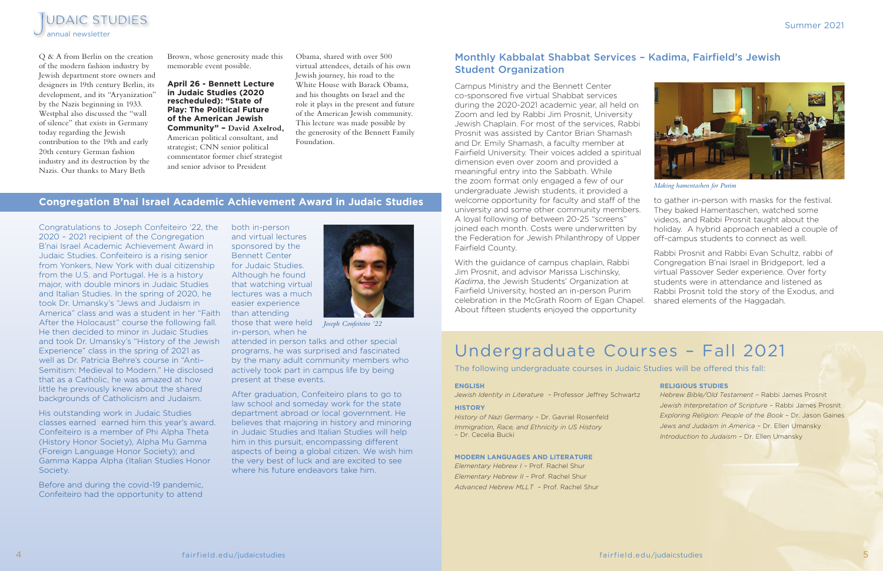Q & A from Berlin on the creation of the modern fashion industry by Jewish department store owners and designers in 19th century Berlin, its development, and its "Aryanization" by the Nazis beginning in 1933. Westphal also discussed the "wall of silence" that exists in Germany today regarding the Jewish contribution to the 19th and early 20th century German fashion industry and its destruction by the Nazis. Our thanks to Mary Beth Brown, whose generosity made this memorable event possible.

**April 26 - Bennett Lecture in Judaic Studies (2020 rescheduled): "State of Play: The Political Future of the American Jewish Community" – David Axelrod,** American political consultant, and strategist; CNN senior political commentator former chief strategist and senior advisor to President Obama, shared with over 500 virtual attendees, details of his own Jewish journey, his road to the White House with Barack Obama, and his thoughts on Israel and the role it plays in the present and future of the American Jewish community. This lecture was made possible by the generosity of the Bennett Family Foundation.

## Congregation B'nai Israel Academic Achievement Award in Judaic Studies

Congratulations to Joseph Confeiteiro '22, the 2020 – 2021 recipient of the Congregation B'nai Israel Academic Achievement Award in Judaic Studies. Confeiteiro is a rising senior from Yonkers, New York with dual citizenship from the U.S. and Portugal. He is a history major, with double minors in Judaic Studies and Italian Studies. In the spring of 2020, he took Dr. Umansky's "Jews and Judaism in America" class and was a student in her "Faith After the Holocaust" course the following fall. He then decided to minor in Judaic Studies and took Dr. Umansky's "History of the Jewish Experience" class in the spring of 2021 as well as Dr. Patricia Behre's course in "Anti-Semitism: Medieval to Modern." He disclosed that as a Catholic, he was amazed at how little he previously knew about the shared backgrounds of Catholicism and Judaism.

His outstanding work in Judaic Studies classes earned earned him this year's award. Confeiteiro is a member of Phi Alpha Theta (History Honor Society), Alpha Mu Gamma (Foreign Language Honor Society); and Gamma Kappa Alpha (Italian Studies Honor Society.

Before and during the covid-19 pandemic, Confeiteiro had the opportunity to attend both in-person and virtual lectures sponsored by the Bennett Center for Judaic Studies. Although he found that watching virtual lectures was a much easier experience than attending those that were held in-person, when he attended in person talks and other special programs, he was surprised and fascinated by the many adult community members who actively took part in campus life by being present at these events.

*Joseph Confeiteiro '22*

After graduation, Confeiteiro plans to go to law school and someday work for the state department abroad or local government. He believes that majoring in history and minoring in Judaic Studies will help him in this pursuit, encompassing different aspects of being a global citizen. We wish him the very best of luck and are excited to see where his future endeavors take him.

## Monthly Kabbalat Shabbat Services – Kadima, Fairfield's Jewish Student Organization

Campus Ministry and the Bennett Center co-sponsored five virtual Shabbat services during the 2020-2021 academic year, all held on Zoom and led by Rabbi Jim Prosnit, University Jewish Chaplain. For most of the services, Rabbi Prosnit was assisted by Cantor Brian Shamash and Dr. Emily Shamash, a faculty member at Fairfield University. Their voices added a spiritual dimension even over zoom and provided a meaningful entry into the Sabbath. While the zoom format only engaged a few of our undergraduate Jewish students, it provided a welcome opportunity for faculty and staff of the university and some other community members. A loyal following of between 20-25 "screens" joined each month. Costs were underwritten by the Federation for Jewish Philanthropy of Upper Fairfield County.

With the guidance of campus chaplain, Rabbi Jim Prosnit, and advisor Marissa Lischinsky, *Kadima*, the Jewish Students' Organization at Fairfield University, hosted an in-person Purim celebration in the McGrath Room of Egan Chapel. About fifteen students enjoyed the opportunity to gather in-person with masks for the festival. They baked Hamentaschen, watched some videos, and Rabbi Prosnit taught about the holiday. A hybrid approach enabled a couple of off-campus students to connect as well.

*Making hamentashen for Purim*

Rabbi Prosnit and Rabbi Evan Schultz, rabbi of Congregation B'nai Israel in Bridgeport, led a virtual Passover Seder experience. Over forty students were in attendance and listened as Rabbi Prosnit told the story of the Exodus, and shared elements of the Haggadah.

# Undergraduate Courses – Fall 2021

The following undergraduate courses in Judaic Studies will be offered this fall:

**ENGLISH**

*Jewish Identity in Literature* – Professor Jeffrey Schwartz

**HISTORY**

*History of Nazi Germany* – Dr. Gavriel Rosenfeld
*Immigration, Race, and Ethnicity in US History* – Dr. Cecelia Bucki

**MODERN LANGUAGES AND LITERATURE**

*Elementary Hebrew I* – Prof. Rachel Shur
*Elementary Hebrew II* – Prof. Rachel Shur
*Advanced Hebrew MLLT* – Prof. Rachel Shur

**RELIGIOUS STUDIES**

*Hebrew Bible/Old Testament* – Rabbi James Prosnit
*Jewish Interpretation of Scripture* – Rabbi James Prosnit
*Exploring Religion: People of the Book* – Dr. Jason Gaines
*Jews and Judaism in America* – Dr. Ellen Umansky
*Introduction to Judaism* – Dr. Ellen Umansky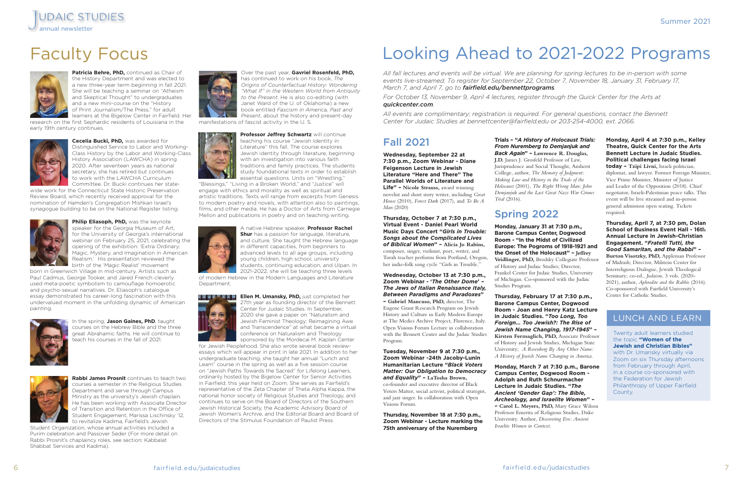# Faculty Focus

**Patricia Behre, PhD,** continued as Chair of the History Department and was elected to a new three-year term beginning in fall 2021. She will be teaching a seminar on "Atheism and Skeptical Thought" to undergraduates and a new mini-course on the "History of Print Journalism/The Press," for adult learners at the Bigelow Center in Fairfield. Her research on the first Sephardic residents of Louisiana in the early 19th century continues.

**Cecelia Bucki, PhD,** was awarded for Distinguished Service to Labor and Working-Class History by the Labor and Working-Class History Association (LAWCHA) in spring 2020. After seventeen years as national secretary, she has retired but continues to work with the LAWCHA Curriculum Committee. Dr. Bucki continues her state-wide work for the Connecticut State Historic Preservation Review Board, which recently received approval for the nomination of Hamden's Congregation Mishkan Israel's synagogue building to be on the National Register listing.

**Philip Eliasoph, PhD,** was the keynote speaker for the Georgia Museum of Art, for the University of Georgia's international webinar on February 25, 2021, celebrating the opening of the exhibition: 'Extra Ordinary: Magic, Mystery, and Imagination in American Realism.' His presentation reviewed the birth of the 'Magic Realist' movement born in Greenwich Village in mid-century. Artists such as Paul Cadmus, George Tooker, and Jared French cleverly used meta-poetic symbolism to camouflage homoerotic and psycho-sexual narratives. Dr. Eliasoph's catalogue essay demonstrated his career-long fascination with this undervalued moment in the unfolding dynamic of American painting.

In the spring, **Jason Gaines, PhD**, taught courses on the Hebrew Bible and the three great Abrahamic faiths. He will continue to teach his courses in the fall of 2021.

**Rabbi James Prosnit** continues to teach two courses a semester in the Religious Studies Department and serve through Campus Ministry as the university's Jewish chaplain. He has been working with Associate Director of Transition and Retention in the Office of Student Engagement, Marissa Lischinsky '12, to revitalize Kadima, Fairfield's Jewish Student Organization, whose annual activities included a Purim celebration and Passover Seder (For more detail on Rabbi Prosnit's chaplaincy roles, see section: Kabbalat Shabbat Services and Kadima).

Over the past year, **Gavriel Rosenfeld, PhD,** has continued to work on his book, *The Origins of Counterfactual History: Wondering "What If" in the Western World from Antiquity to the Present*. He is also co-editing (with Janet Ward of the U. of Oklahoma) a new book entitled *Fascism in America, Past and Present*, about the history and present-day manifestations of fascist activity in the U. S.

**Professor Jeffrey Schwartz** will continue teaching his course "Jewish Identity in Literature" this fall. The course explores Jewish identity through literature, beginning with an investigation into various faith traditions and family practices. The students study foundational texts in order to establish essential questions. Units on "Wrestling," "Blessings," "Living in a Broken World," and "Justice" will engage with ethics and morality as well as spiritual and artistic traditions. Texts will range from excerpts from Genesis to modern poetry and novels, with attention also to paintings, films, and other media. He has a Doctor of Arts from Carnegie Mellon and publications in poetry and on teaching writing.

A native Hebrew speaker, **Professor Rachel Shur** has a passion for language, literature, and culture. She taught the Hebrew language in different capacities, from beginners to advanced levels to all age groups, including young children, high school, university students, continuing education, and Ulpan. In 2021-2022, she will be teaching three levels of modern Hebrew in the Modern Languages and Literature Department.

**Ellen M. Umansky, PhD,** just completed her 27th year as founding director of the Bennett Center for Judaic Studies. In September, 2020 she gave a paper on "Naturalism and Jewish Feminist Theology: Reimagining Awe and Transcendence" at what became a virtual conference on Naturalism and Theology sponsored by the Mordecai M. Kaplan Center for Jewish Peoplehood. She also wrote several book review-essays which will appear in print in late 2021. In addition to her undergraduate teaching, she taught her annual "Lunch and Learn" course in the spring as well as a five session course on "Jewish Paths Towards the Sacred" for Lifelong Learners, ordinarily hosted by the Bigelow Center for Senior Activities in Fairfield; this year held on Zoom. She serves as Fairfield's representative of the Zeta Chapter of Theta Alpha Kappa, the national honor society of Religious Studies and Theology, and continues to serve on the Board of Directors of the Southern Jewish Historical Society, the Academic Advisory Board of Jewish Women's Archive, and the Editorial Board and Board of Directors of the Stimulus Foundation of Paulist Press.

# Looking Ahead to 2021-2022 Programs

*All fall lectures and events will be virtual. We are planning for spring lectures to be in-person with some events live-streamed. To register for September 22, October 7, November 18, January 31, February 17, March 7, and April 7, go to **fairfield.edu/bennettprograms**.*

*For October 13, November 9, April 4 lectures, register through the Quick Center for the Arts at **quickcenter.com**.*

*All events are complimentary; registration is required. For general questions, contact the Bennett Center for Judaic Studies at bennettcenter@fairfield.edu or 203-254-4000, ext. 2066.*

## Fall 2021

**Wednesday, September 22 at 7:30 p.m., Zoom Webinar - Diane Feigenson Lecture in Jewish Literature "Here and There" The Parallel Worlds of Literature and Life" – Nicole Strauss,** award winning novelist and short story writer, including *Great House* (2010), *Forest Dark* (2017), and *To Be A Man* (2020)

**Thursday, October 7 at 7:30 p.m., Virtual Event - Daniel Pearl World Music Days Concert "*Girls in Trouble: Songs about the Complicated Lives of Biblical Women*" – Alicia Jo Rabins,** composer, singer, violinist, poet, writer, and Torah teacher performs from Portland, Oregon, her indie-folk song cycle "Girls in Trouble."

**Wednesday, October 13 at 7:30 p.m., Zoom Webinar - '*The Other Dome*' - *The Jews of Italian Renaissance Italy, Between Paradigms and Paradoxes*" – Gabriel Mancuso, PhD,** director, The Eugene Grant Research Program on Jewish History and Culture in Early Modern Europe at The Medici Archive Project, Florence, Italy. Open Visions Forum Lecture in collaboration with the Bennett Center and the Judaic Studies Program.

**Tuesday, November 9 at 7:30 p.m., Zoom Webinar -24th Jacoby-Lunin Humanitarian Lecture "*Black Voters Matter: Our Obligation to Democracy and Equality*" – LaTosha Brown,** co-founder and executive director of Black Voters Matter, social activist, political strategist, and jazz singer. In collaboration with Open Visions Forum.

**Thursday, November 18 at 7:30 p.m., Zoom Webinar - Lecture marking the 75th anniversary of the Nuremberg Trials - "*A History of Holocaust Trials: From Nuremberg to Demjanjuk and Back Again*" – Lawrence R. Douglas, J.D.** James J. Grosfeld Professor of Law, Jurisprudence and Social Thought, Amherst College, author, *The Memory of Judgment: Making Law and History in the Trials of the Holocaust* (2001), *The Right Wrong Man: John Demjanjuk and the Last Great Nazi War Crimes Trial* (2016).

## Spring 2022

**Monday, January 31 at 7:30 p.m., Barone Campus Center, Dogwood Room - "In the Midst of Civilized Europe: The Pogroms of 1918-1921 and the Onset of the Holocaust" – Jeffrey Veidlinger, PhD,** Brodsky Collegiate Professor of History and Judaic Studies; Director, Frankel Center for Judaic Studies, University of Michigan. Co-sponsored with the Judaic Studies Program.

**Thursday, February 17 at 7:30 p.m., Barone Campus Center, Dogwood Room - Joan and Henry Katz Lecture in Judaic Studies. "*Too Long, Too Foreign... Too Jewish?: The Rise of Jewish Name Changing, 1917-1945*" – Kirsten Fermaglich, PhD,** Associate Professor of History and Jewish Studies, Michigan State University; *A Rosenberg By Any Other Name: A History of Jewish Name Changing in America.*

**Monday, March 7 at 7:30 p.m., Barone Campus Center, Dogwood Room - Adolph and Ruth Schnurmacher Lecture in Judaic Studies. "*The Ancient 'Gender Gap': The Bible, Archeology, and Israelite Women*" – Carol L. Meyers, PhD,** Mary Grace Wilson Professor Emerita of Religious Studies, Duke University. Author, *Discovering Eve: Ancient Israelite Women in Context*.

**Monday, April 4 at 7:30 p.m., Kelley Theatre, Quick Center for the Arts Bennett Lecture in Judaic Studies. Political challenges facing Israel today – Tzipi Livni,** Israeli politician, diplomat, and lawyer. Former Foreign Minister, Vice Prime Minister, Minister of Justice and Leader of the Opposition (2018). Chief negotiator, Israeli-Palestinian peace talks. This event will be live streamed and in-person general admission open seating. Tickets required.

**Thursday, April 7, at 7:30 pm, Dolan School of Business Event Hall - 16th Annual Lecture in Jewish-Christian Engagement. "*Fratelli Tutti, the Good Samaritan, and the Rabbi*" – Burton Visotzky, PhD,** Appleman Professor of Midrash; Director, Milstein Center for Interreligious Dialogue, Jewish Theological Seminary; co-ed., *Judaism*, 3 vols. (2020-2021), author, *Aphrodite and the Rabbis* (2016). Co-sponsored with Fairfield University's Center for Catholic Studies.

## LUNCH AND LEARN

Twenty adult learners studied the topic **"Women of the Jewish and Christian Bibles"** with Dr. Umansky virtually via Zoom on six Thursday afternoons from February through April, in a course co-sponsored with the Federation for Jewish Philanthropy of Upper Fairfield County.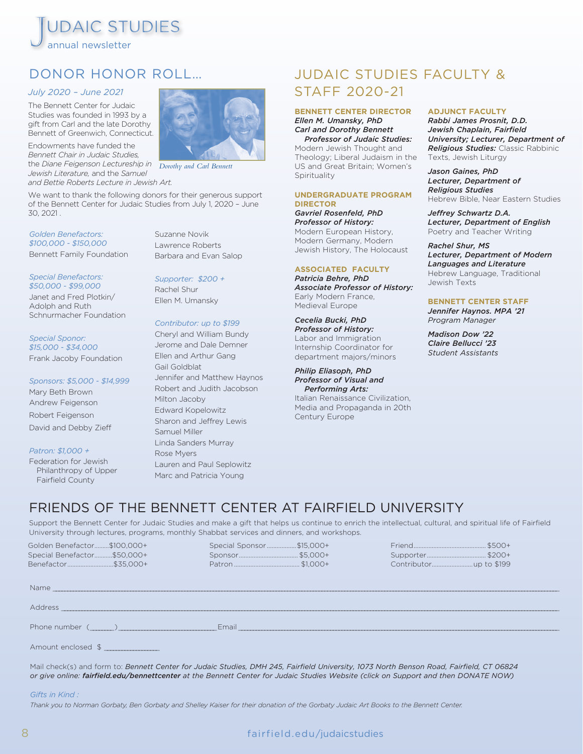# JUDAIC STUDIES
annual newsletter

## DONOR HONOR ROLL...

*July 2020 – June 2021*

The Bennett Center for Judaic Studies was founded in 1993 by a gift from Carl and the late Dorothy Bennett of Greenwich, Connecticut.

Endowments have funded the *Bennett Chair in Judaic Studies*, the *Diane Feigenson Lectureship in Jewish Literature*, and the *Samuel and Bettie Roberts Lecture in Jewish Art.*

*Dorothy and Carl Bennett*

We want to thank the following donors for their generous support of the Bennett Center for Judaic Studies from July 1, 2020 – June 30, 2021 .

*Golden Benefactors: $100,000 - $150,000*
Bennett Family Foundation

*Special Benefactors: $50,000 - $99,000*
Janet and Fred Plotkin/ Adolph and Ruth Schnurmacher Foundation

*Special Sponor: $15,000 - $34,000*
Frank Jacoby Foundation

*Sponsors: $5,000 - $14,999*
Mary Beth Brown
Andrew Feigenson
Robert Feigenson
David and Debby Zieff

*Patron: $1,000 +*
Federation for Jewish Philanthropy of Upper Fairfield County
Suzanne Novik
Lawrence Roberts
Barbara and Evan Salop

*Supporter: $200 +*
Rachel Shur
Ellen M. Umansky

*Contributor: up to $199*
Cheryl and William Bundy
Jerome and Dale Demner
Ellen and Arthur Gang
Gail Goldblat
Jennifer and Matthew Haynos
Robert and Judith Jacobson
Milton Jacoby
Edward Kopelowitz
Sharon and Jeffrey Lewis
Samuel Miller
Linda Sanders Murray
Rose Myers
Lauren and Paul Seplowitz
Marc and Patricia Young

## JUDAIC STUDIES FACULTY & STAFF 2020-21

**BENNETT CENTER DIRECTOR**
***Ellen M. Umansky, PhD***
***Carl and Dorothy Bennett Professor of Judaic Studies:*** Modern Jewish Thought and Theology; Liberal Judaism in the US and Great Britain; Women's Spirituality

**UNDERGRADUATE PROGRAM DIRECTOR**
***Gavriel Rosenfeld, PhD***
***Professor of History:*** Modern European History, Modern Germany, Modern Jewish History, The Holocaust

**ASSOCIATED FACULTY**
***Patricia Behre, PhD***
***Associate Professor of History:*** Early Modern France, Medieval Europe

***Cecelia Bucki, PhD***
***Professor of History:*** Labor and Immigration Internship Coordinator for department majors/minors

***Philip Eliasoph, PhD***
***Professor of Visual and Performing Arts:*** Italian Renaissance Civilization, Media and Propaganda in 20th Century Europe

**ADJUNCT FACULTY**
***Rabbi James Prosnit, D.D.***
***Jewish Chaplain, Fairfield University; Lecturer, Department of Religious Studies:*** Classic Rabbinic Texts, Jewish Liturgy

***Jason Gaines, PhD***
***Lecturer, Department of Religious Studies***
Hebrew Bible, Near Eastern Studies

***Jeffrey Schwartz D.A.***
***Lecturer, Department of English***
Poetry and Teacher Writing

***Rachel Shur, MS***
***Lecturer, Department of Modern Languages and Literature***
Hebrew Language, Traditional Jewish Texts

**BENNETT CENTER STAFF**
***Jennifer Haynos. MPA '21***
*Program Manager*

***Madison Dow '22***
***Claire Bellucci '23***
*Student Assistants*

## FRIENDS OF THE BENNETT CENTER AT FAIRFIELD UNIVERSITY

Support the Bennett Center for Judaic Studies and make a gift that helps us continue to enrich the intellectual, cultural, and spiritual life of Fairfield University through lectures, programs, monthly Shabbat services and dinners, and workshops.

| | | |
|---|---|---|
| Golden Benefactor.........$100,000+ | Special Sponsor..................$15,000+ | Friend..........................................$500+ |
| Special Benefactor...........$50,000+ | Sponsor....................................$5,000+ | Supporter....................................$200+ |
| Benefactor............................$35,000+ | Patron........................................$1,000+ | Contributor.........................up to $199 |

Name ____________________

Address ____________________

Phone number (______)____________________ Email ____________________

Amount enclosed $ ______________

Mail check(s) and form to: *Bennett Center for Judaic Studies, DMH 245, Fairfield University, 1073 North Benson Road, Fairfield, CT 06824 or give online:* ***fairfield.edu/bennettcenter*** *at the Bennett Center for Judaic Studies Website (click on Support and then DONATE NOW)*

*Gifts in Kind :*

*Thank you to Norman Gorbaty, Ben Gorbaty and Shelley Kaiser for their donation of the Gorbaty Judaic Art Books to the Bennett Center.*